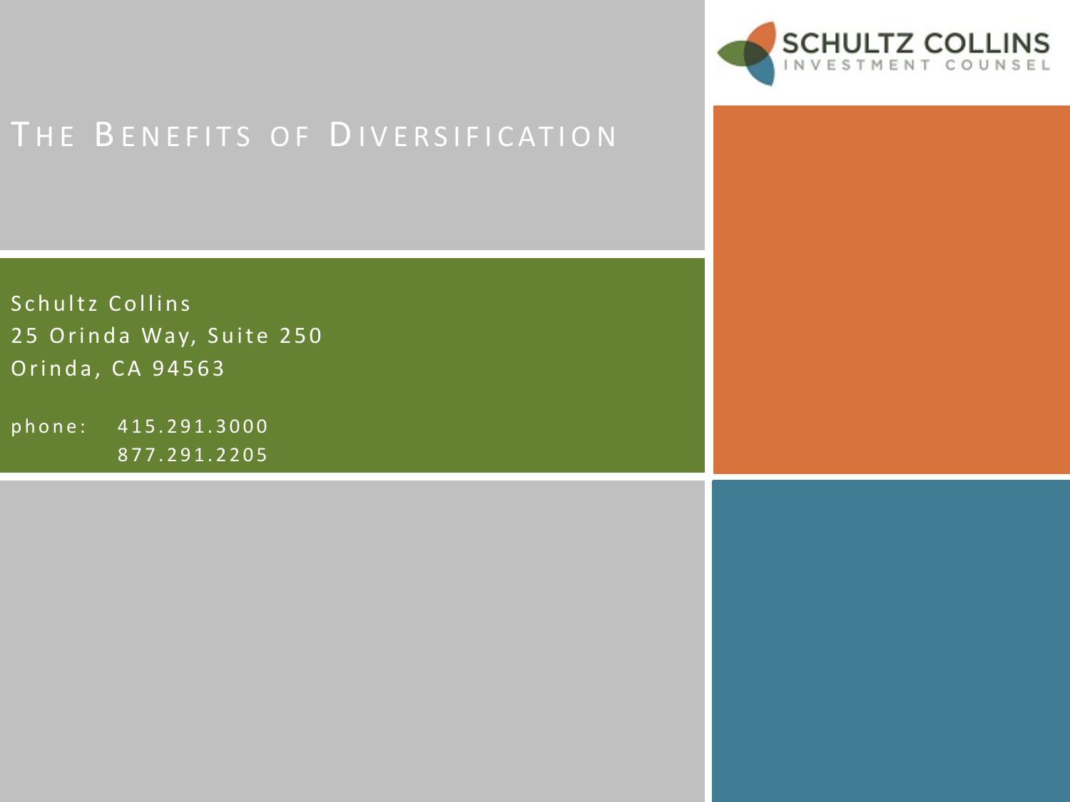SCHULTZ COLLINS
INVESTMENT COUNSEL

# THE BENEFITS OF DIVERSIFICATION

Schultz Collins
25 Orinda Way, Suite 250
Orinda, CA 94563

phone: 415.291.3000
877.291.2205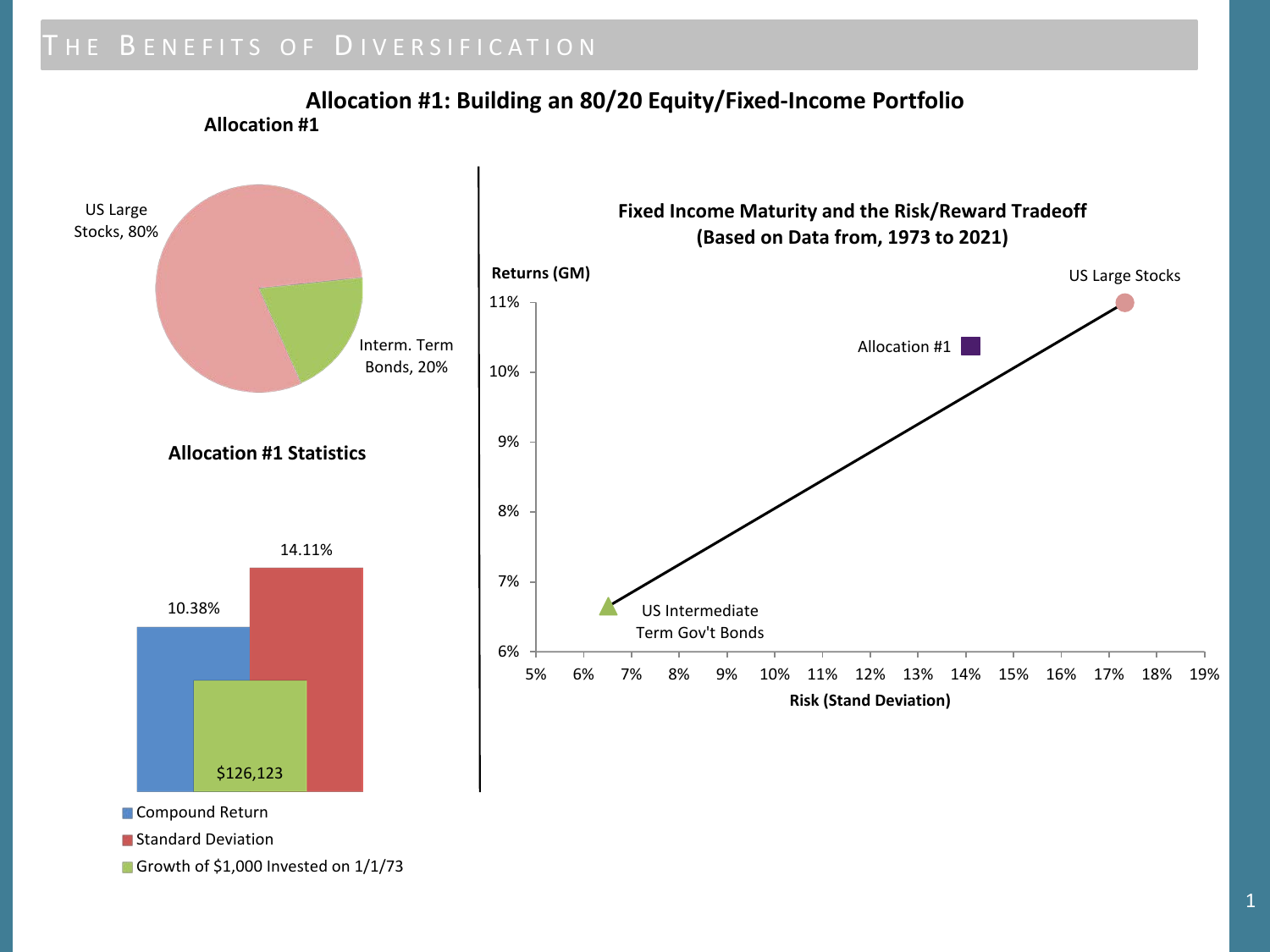# The Benefits of Diversification

## Allocation #1: Building an 80/20 Equity/Fixed-Income Portfolio

### Allocation #1

- US Large Stocks, 80%
- Interm. Term Bonds, 20%

### Allocation #1 Statistics

| Statistic | Value |
|---|---|
| Compound Return | 10.38% |
| Standard Deviation | 14.11% |
| Growth of $1,000 Invested on 1/1/73 | $126,123 |

### Fixed Income Maturity and the Risk/Reward Tradeoff (Based on Data from, 1973 to 2021)

Returns (GM) vs. Risk (Stand Deviation)

- US Large Stocks
- Allocation #1
- US Intermediate Term Gov't Bonds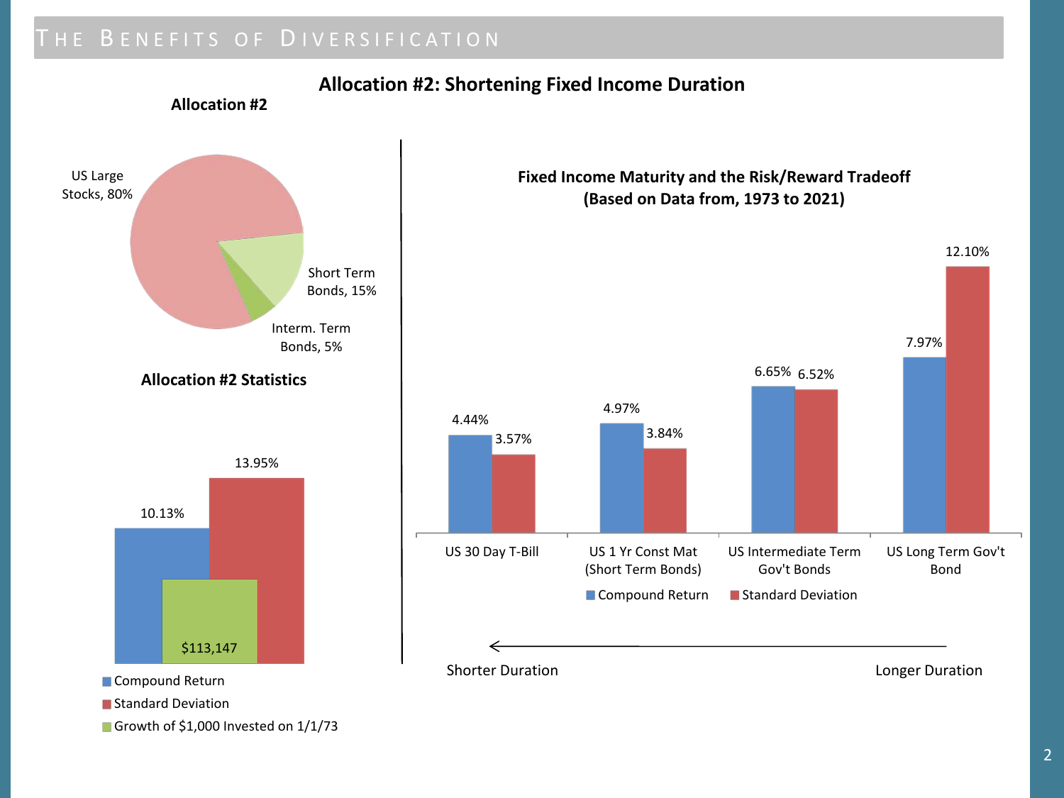# The Benefits of Diversification

## Allocation #2: Shortening Fixed Income Duration

### Allocation #2

| Asset | Allocation |
| --- | --- |
| US Large Stocks | 80% |
| Short Term Bonds | 15% |
| Interm. Term Bonds | 5% |

### Allocation #2 Statistics

| Statistic | Value |
| --- | --- |
| Compound Return | 10.13% |
| Standard Deviation | 13.95% |
| Growth of $1,000 Invested on 1/1/73 | $113,147 |

### Fixed Income Maturity and the Risk/Reward Tradeoff (Based on Data from, 1973 to 2021)

| | US 30 Day T-Bill | US 1 Yr Const Mat (Short Term Bonds) | US Intermediate Term Gov't Bonds | US Long Term Gov't Bond |
| --- | --- | --- | --- | --- |
| Compound Return | 4.44% | 4.97% | 6.65% | 7.97% |
| Standard Deviation | 3.57% | 3.84% | 6.52% | 12.10% |

Shorter Duration ← Longer Duration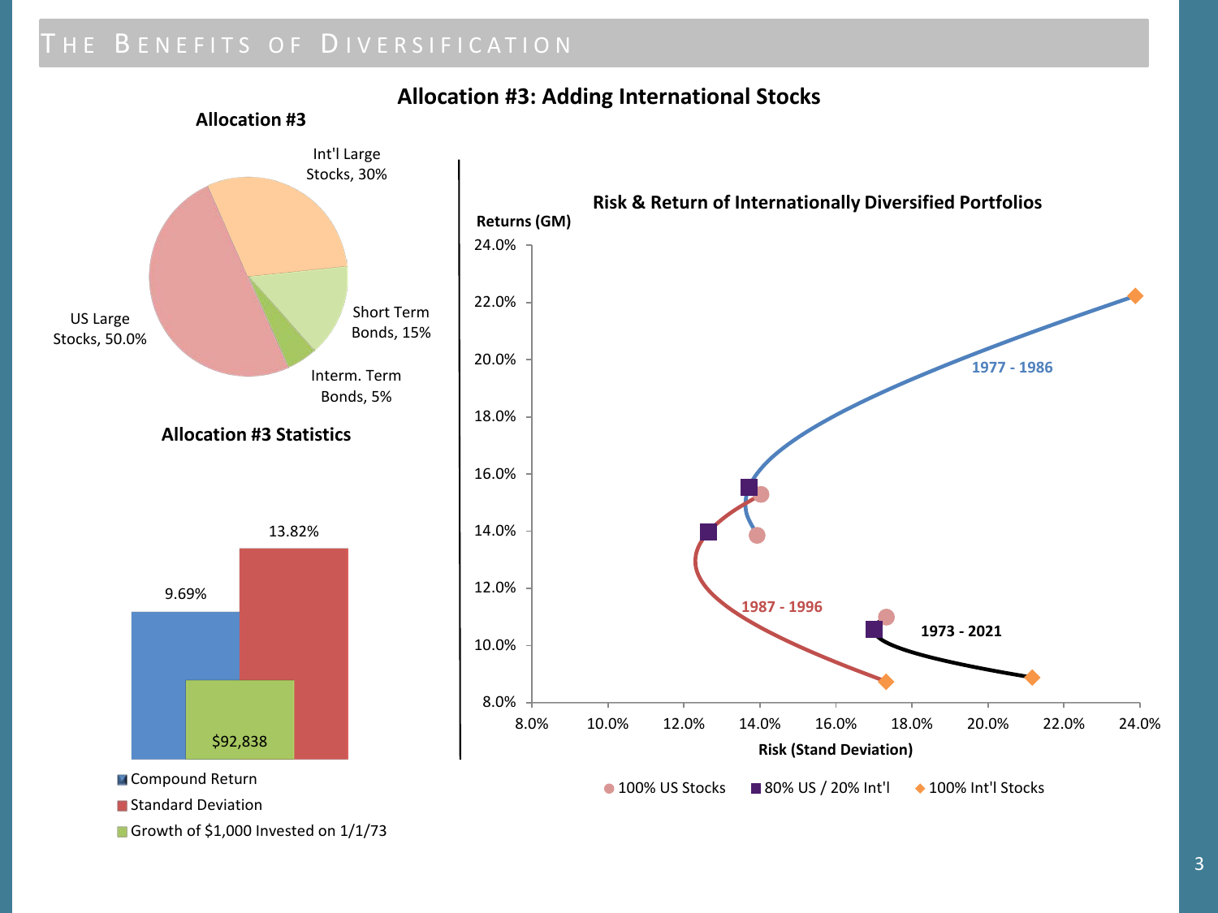# The Benefits of Diversification

## Allocation #3: Adding International Stocks

### Allocation #3

- Int'l Large Stocks, 30%
- Short Term Bonds, 15%
- Interm. Term Bonds, 5%
- US Large Stocks, 50.0%

### Allocation #3 Statistics

| Compound Return | Standard Deviation | Growth of $1,000 Invested on 1/1/73 |
| --- | --- | --- |
| 9.69% | 13.82% | $92,838 |

### Risk & Return of Internationally Diversified Portfolios

Returns (GM) vs. Risk (Stand Deviation)

Series: 1977 - 1986; 1987 - 1996; 1973 - 2021

Legend: 100% US Stocks; 80% US / 20% Int'l; 100% Int'l Stocks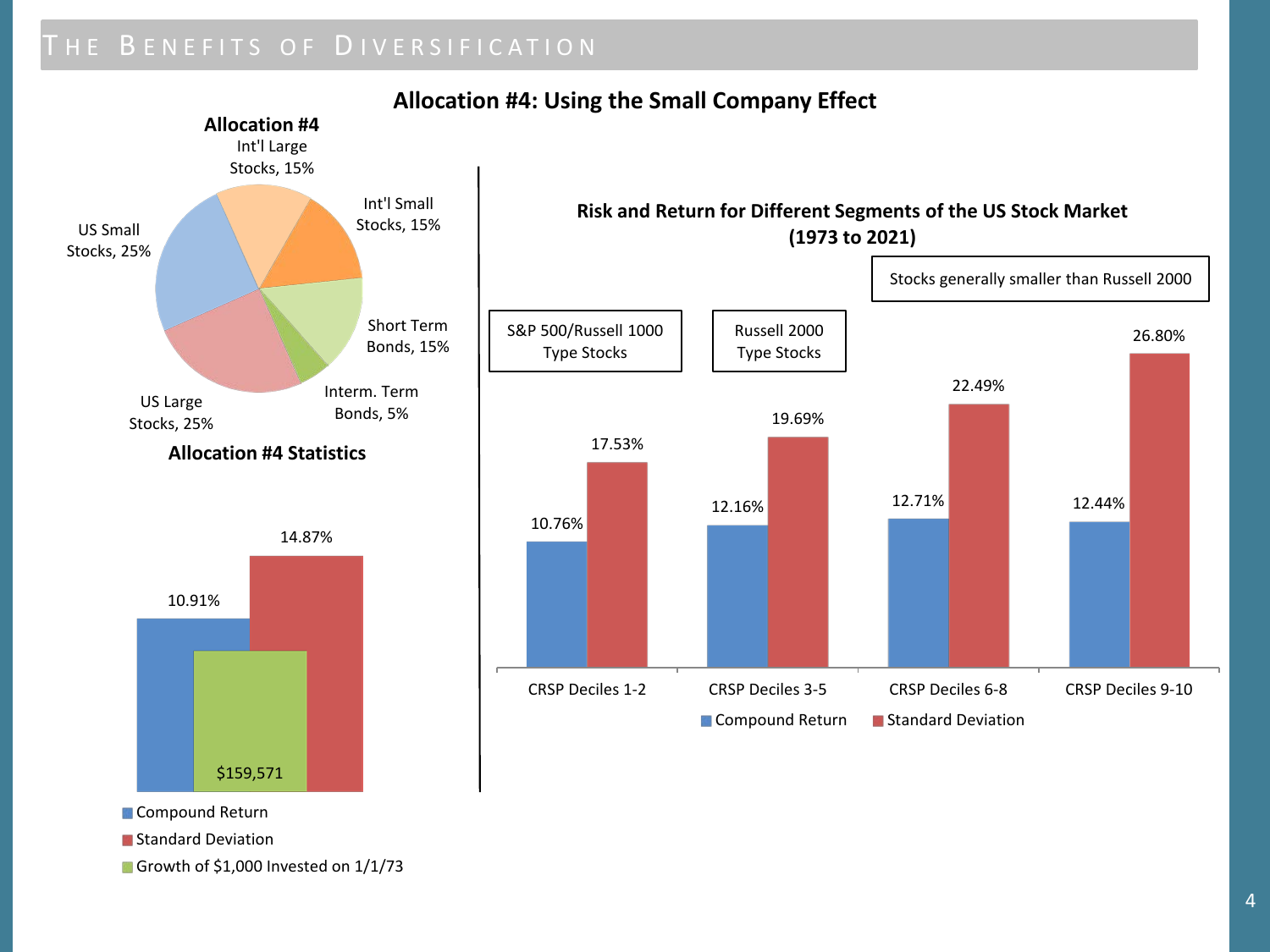# The Benefits of Diversification

## Allocation #4: Using the Small Company Effect

### Allocation #4

| Asset Class | Allocation |
| --- | --- |
| US Large Stocks | 25% |
| US Small Stocks | 25% |
| Int'l Large Stocks | 15% |
| Int'l Small Stocks | 15% |
| Short Term Bonds | 15% |
| Interm. Term Bonds | 5% |

### Allocation #4 Statistics

| Compound Return | Standard Deviation | Growth of $1,000 Invested on 1/1/73 |
| --- | --- | --- |
| 10.91% | 14.87% | $159,571 |

### Risk and Return for Different Segments of the US Stock Market (1973 to 2021)

| | CRSP Deciles 1-2 | CRSP Deciles 3-5 | CRSP Deciles 6-8 | CRSP Deciles 9-10 |
| --- | --- | --- | --- | --- |
| Compound Return | 10.76% | 12.16% | 12.71% | 12.44% |
| Standard Deviation | 17.53% | 19.69% | 22.49% | 26.80% |

- CRSP Deciles 1-2: S&P 500/Russell 1000 Type Stocks
- CRSP Deciles 3-5: Russell 2000 Type Stocks
- CRSP Deciles 6-8 and 9-10: Stocks generally smaller than Russell 2000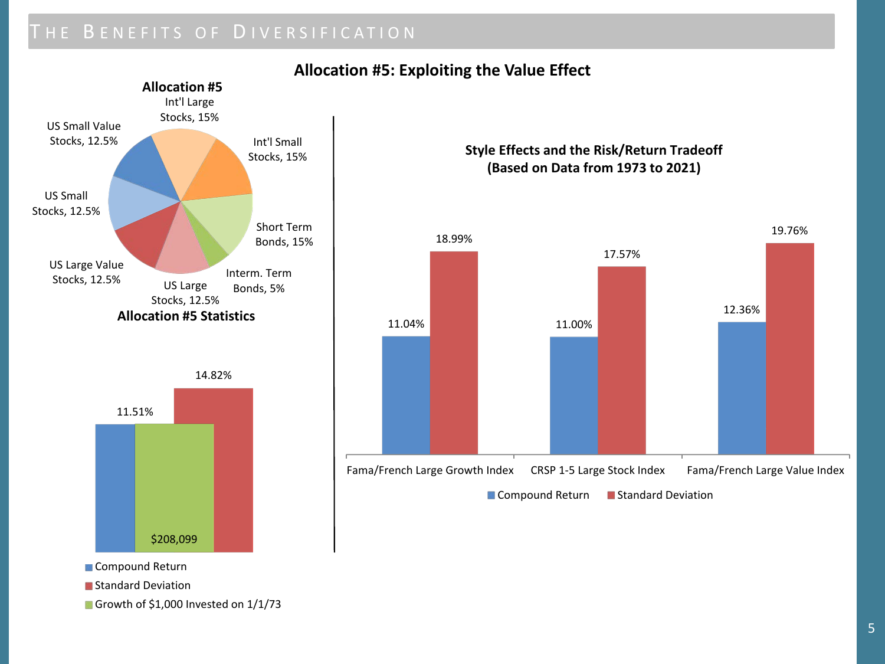## The Benefits of Diversification

### Allocation #5: Exploiting the Value Effect

**Allocation #5**

| Asset Class | Allocation |
| --- | --- |
| Int'l Large Stocks | 15% |
| Int'l Small Stocks | 15% |
| Short Term Bonds | 15% |
| Interm. Term Bonds | 5% |
| US Large Stocks | 12.5% |
| US Large Value Stocks | 12.5% |
| US Small Stocks | 12.5% |
| US Small Value Stocks | 12.5% |

**Allocation #5 Statistics**

| Compound Return | Standard Deviation | Growth of $1,000 Invested on 1/1/73 |
| --- | --- | --- |
| 11.51% | 14.82% | $208,099 |

**Style Effects and the Risk/Return Tradeoff (Based on Data from 1973 to 2021)**

| | Compound Return | Standard Deviation |
| --- | --- | --- |
| Fama/French Large Growth Index | 11.04% | 18.99% |
| CRSP 1-5 Large Stock Index | 11.00% | 17.57% |
| Fama/French Large Value Index | 12.36% | 19.76% |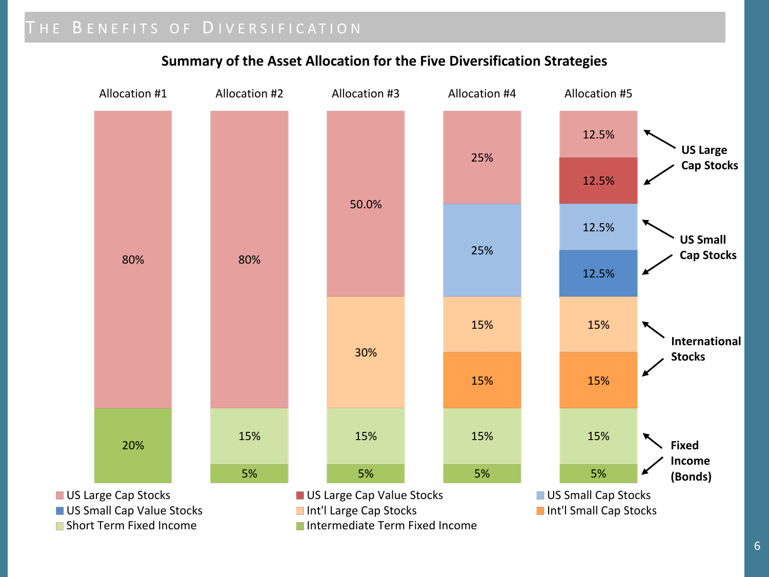# The Benefits of Diversification

**Summary of the Asset Allocation for the Five Diversification Strategies**

| Asset Class | Allocation #1 | Allocation #2 | Allocation #3 | Allocation #4 | Allocation #5 |
|---|---|---|---|---|---|
| US Large Cap Stocks | 80% | 80% | 50.0% | 25% | 12.5% |
| US Large Cap Value Stocks | | | | | 12.5% |
| US Small Cap Stocks | | | | 25% | 12.5% |
| US Small Cap Value Stocks | | | | | 12.5% |
| Int'l Large Cap Stocks | | | 30% | 15% | 15% |
| Int'l Small Cap Stocks | | | | 15% | 15% |
| Short Term Fixed Income | | 15% | 15% | 15% | 15% |
| Intermediate Term Fixed Income | 20% | 5% | 5% | 5% | 5% |

Groupings: **US Large Cap Stocks**; **US Small Cap Stocks**; **International Stocks**; **Fixed Income (Bonds)**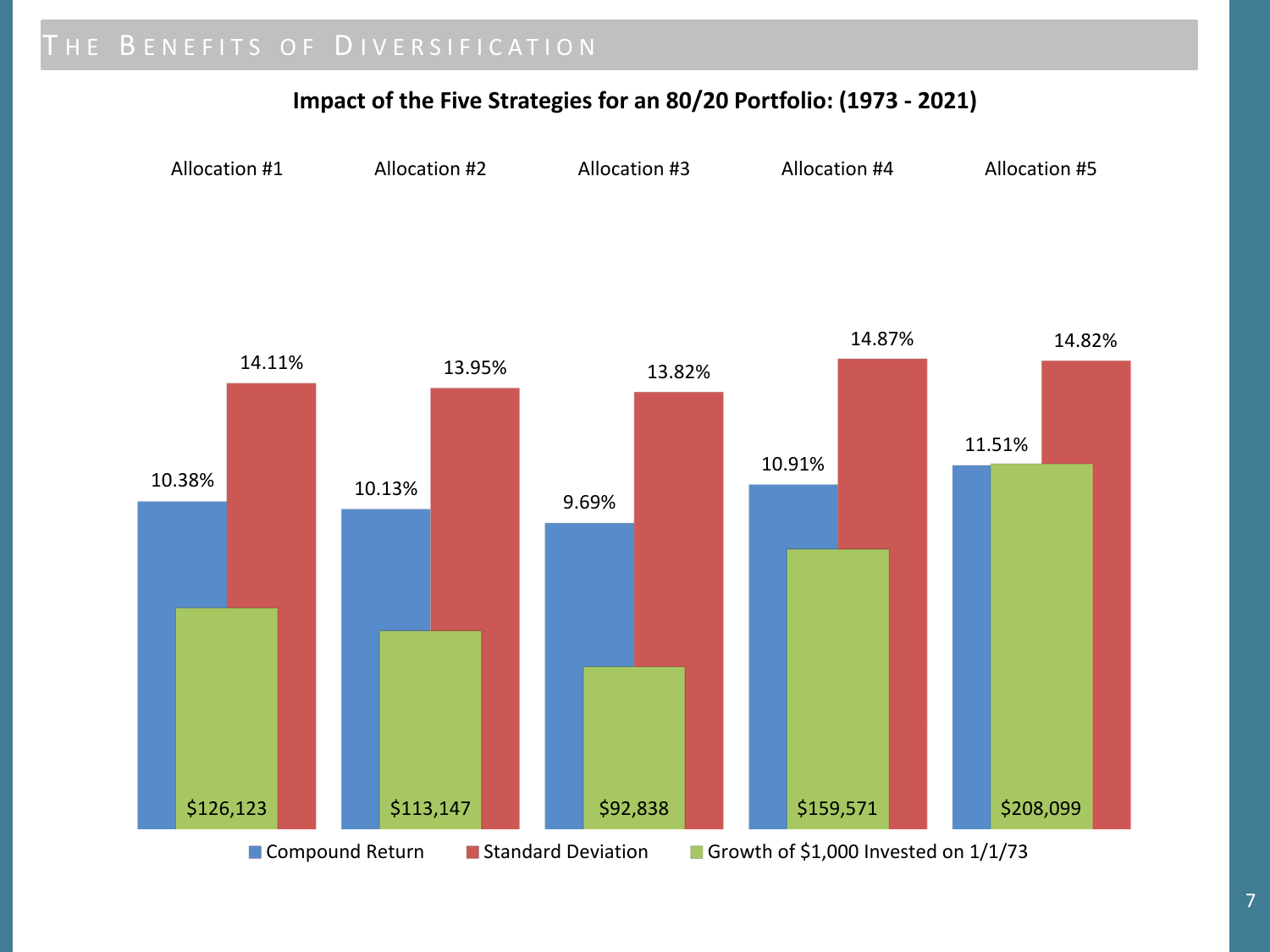# The Benefits of Diversification

**Impact of the Five Strategies for an 80/20 Portfolio: (1973 - 2021)**

| | Allocation #1 | Allocation #2 | Allocation #3 | Allocation #4 | Allocation #5 |
|---|---|---|---|---|---|
| Compound Return | 10.38% | 10.13% | 9.69% | 10.91% | 11.51% |
| Standard Deviation | 14.11% | 13.95% | 13.82% | 14.87% | 14.82% |
| Growth of $1,000 Invested on 1/1/73 | $126,123 | $113,147 | $92,838 | $159,571 | $208,099 |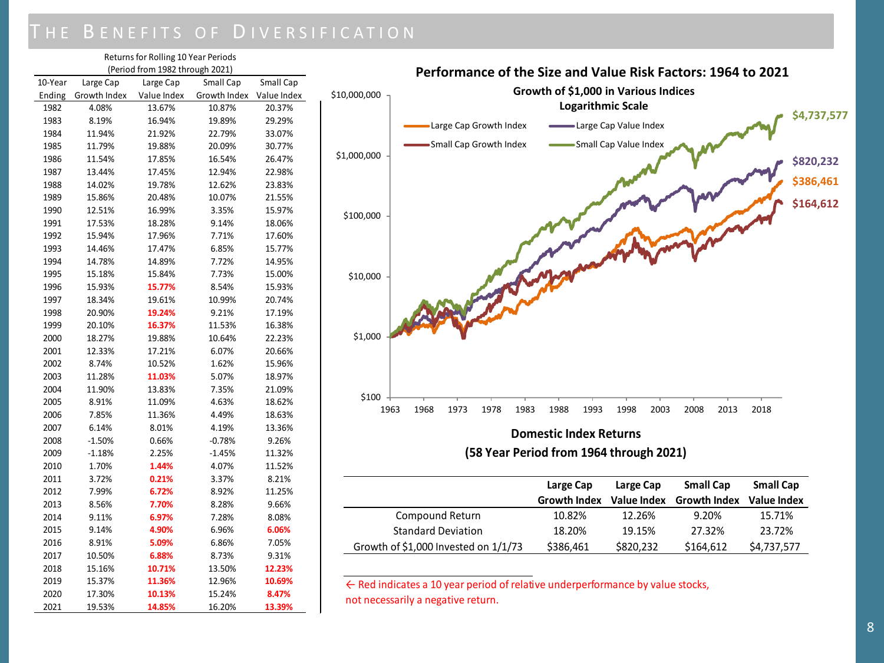# The Benefits of Diversification

Returns for Rolling 10 Year Periods
(Period from 1982 through 2021)

| 10-Year Ending | Large Cap Growth Index | Large Cap Value Index | Small Cap Growth Index | Small Cap Value Index |
|---|---|---|---|---|
| 1982 | 4.08% | 13.67% | 10.87% | 20.37% |
| 1983 | 8.19% | 16.94% | 19.89% | 29.29% |
| 1984 | 11.94% | 21.92% | 22.79% | 33.07% |
| 1985 | 11.79% | 19.88% | 20.09% | 30.77% |
| 1986 | 11.54% | 17.85% | 16.54% | 26.47% |
| 1987 | 13.44% | 17.45% | 12.94% | 22.98% |
| 1988 | 14.02% | 19.78% | 12.62% | 23.83% |
| 1989 | 15.86% | 20.48% | 10.07% | 21.55% |
| 1990 | 12.51% | 16.99% | 3.35% | 15.97% |
| 1991 | 17.53% | 18.28% | 9.14% | 18.06% |
| 1992 | 15.94% | 17.96% | 7.71% | 17.60% |
| 1993 | 14.46% | 17.47% | 6.85% | 15.77% |
| 1994 | 14.78% | 14.89% | 7.72% | 14.95% |
| 1995 | 15.18% | 15.84% | 7.73% | 15.00% |
| 1996 | 15.93% | 15.77% | 8.54% | 15.93% |
| 1997 | 18.34% | 19.61% | 10.99% | 20.74% |
| 1998 | 20.90% | 19.24% | 9.21% | 17.19% |
| 1999 | 20.10% | 16.37% | 11.53% | 16.38% |
| 2000 | 18.27% | 19.88% | 10.64% | 22.23% |
| 2001 | 12.33% | 17.21% | 6.07% | 20.66% |
| 2002 | 8.74% | 10.52% | 1.62% | 15.96% |
| 2003 | 11.28% | 11.03% | 5.07% | 18.97% |
| 2004 | 11.90% | 13.83% | 7.35% | 21.09% |
| 2005 | 8.91% | 11.09% | 4.63% | 18.62% |
| 2006 | 7.85% | 11.36% | 4.49% | 18.63% |
| 2007 | 6.14% | 8.01% | 4.19% | 13.36% |
| 2008 | -1.50% | 0.66% | -0.78% | 9.26% |
| 2009 | -1.18% | 2.25% | -1.45% | 11.32% |
| 2010 | 1.70% | 1.44% | 4.07% | 11.52% |
| 2011 | 3.72% | 0.21% | 3.37% | 8.21% |
| 2012 | 7.99% | 6.72% | 8.92% | 11.25% |
| 2013 | 8.56% | 7.70% | 8.28% | 9.66% |
| 2014 | 9.11% | 6.97% | 7.28% | 8.08% |
| 2015 | 9.14% | 4.90% | 6.96% | 6.06% |
| 2016 | 8.91% | 5.09% | 6.86% | 7.05% |
| 2017 | 10.50% | 6.88% | 8.73% | 9.31% |
| 2018 | 15.16% | 10.71% | 13.50% | 12.23% |
| 2019 | 15.37% | 11.36% | 12.96% | 10.69% |
| 2020 | 17.30% | 10.13% | 15.24% | 8.47% |
| 2021 | 19.53% | 14.85% | 16.20% | 13.39% |

**Performance of the Size and Value Risk Factors: 1964 to 2021**

**Growth of $1,000 in Various Indices**
**Logarithmic Scale**

**Domestic Index Returns**
**(58 Year Period from 1964 through 2021)**

| | Large Cap Growth Index | Large Cap Value Index | Small Cap Growth Index | Small Cap Value Index |
|---|---|---|---|---|
| Compound Return | 10.82% | 12.26% | 9.20% | 15.71% |
| Standard Deviation | 18.20% | 19.15% | 27.32% | 23.72% |
| Growth of $1,000 Invested on 1/1/73 | $386,461 | $820,232 | $164,612 | $4,737,577 |

← Red indicates a 10 year period of relative underperformance by value stocks, not necessarily a negative return.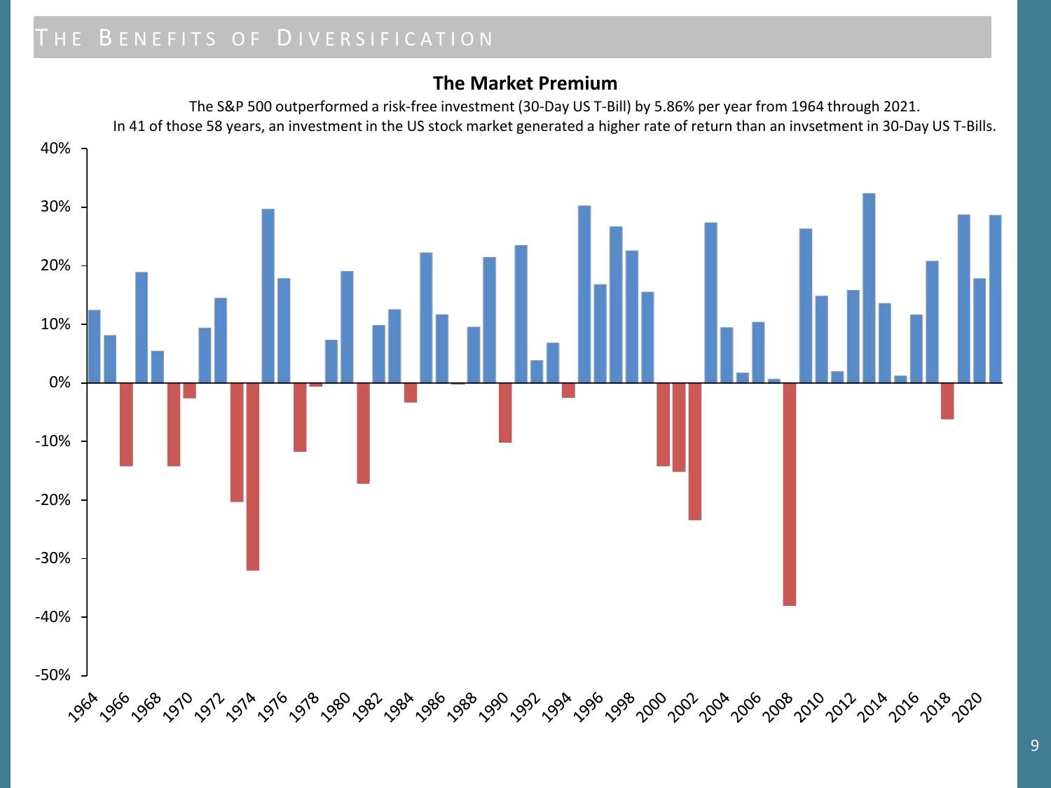## The Benefits of Diversification

### The Market Premium

The S&P 500 outperformed a risk-free investment (30-Day US T-Bill) by 5.86% per year from 1964 through 2021.

In 41 of those 58 years, an investment in the US stock market generated a higher rate of return than an invsetment in 30-Day US T-Bills.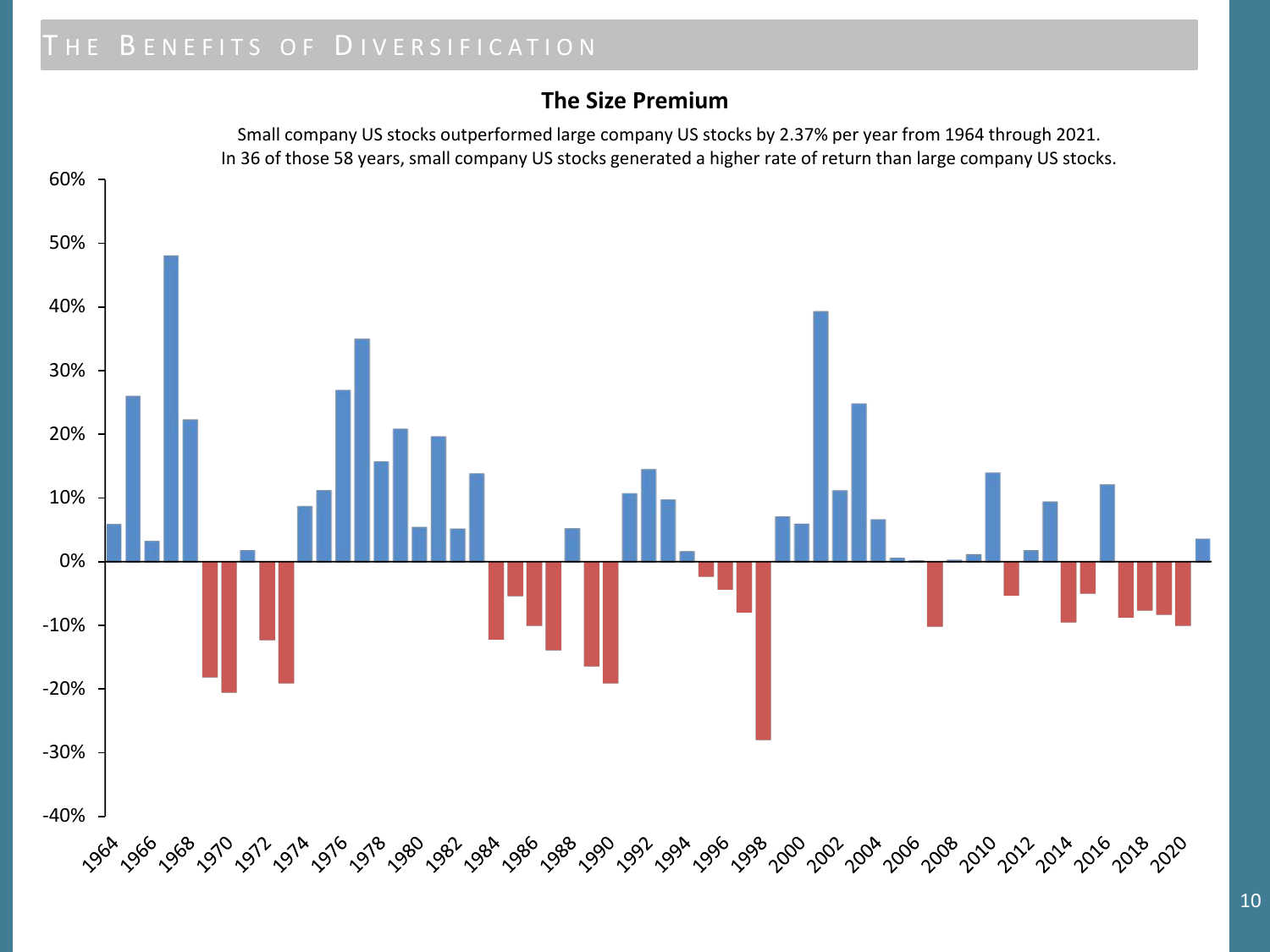# The Benefits of Diversification

## The Size Premium

Small company US stocks outperformed large company US stocks by 2.37% per year from 1964 through 2021.
In 36 of those 58 years, small company US stocks generated a higher rate of return than large company US stocks.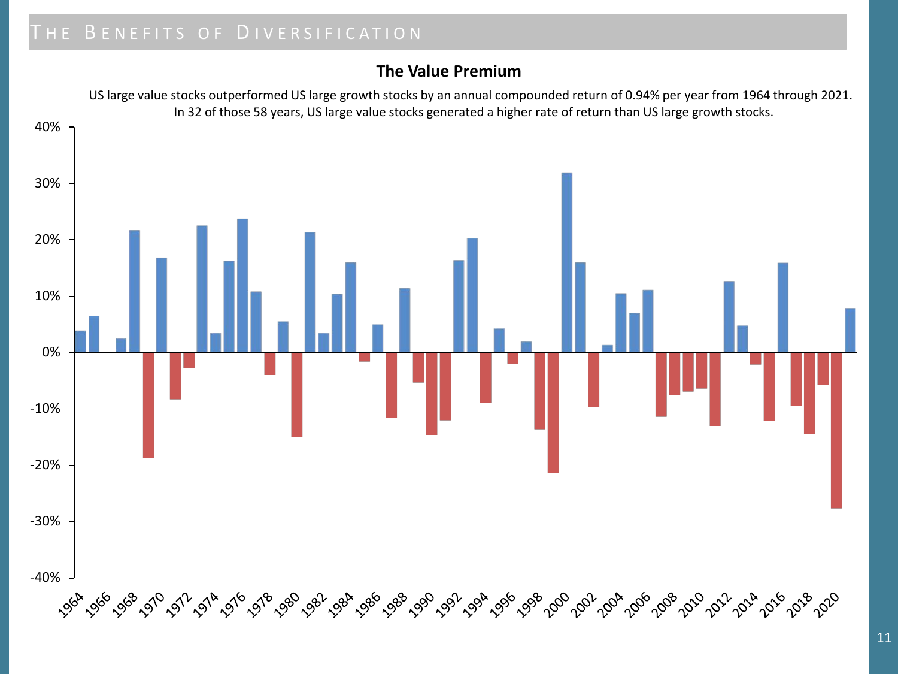## The Benefits of Diversification

### The Value Premium

US large value stocks outperformed US large growth stocks by an annual compounded return of 0.94% per year from 1964 through 2021.
In 32 of those 58 years, US large value stocks generated a higher rate of return than US large growth stocks.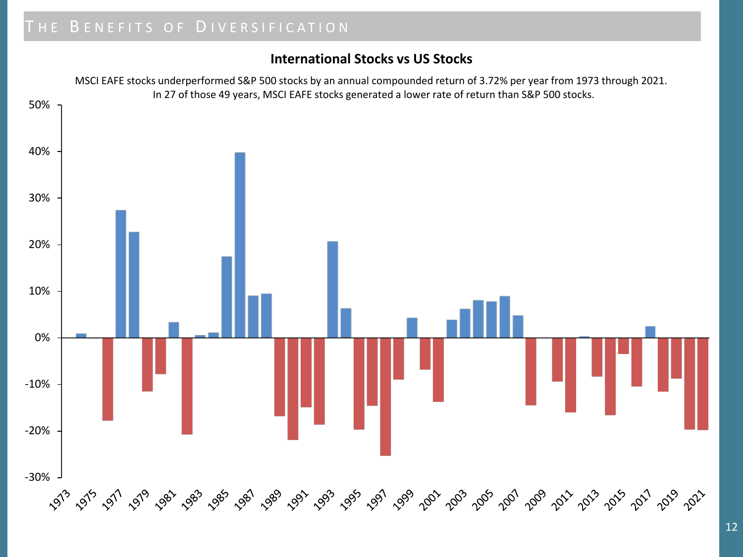# The Benefits of Diversification

## International Stocks vs US Stocks

MSCI EAFE stocks underperformed S&P 500 stocks by an annual compounded return of 3.72% per year from 1973 through 2021.
In 27 of those 49 years, MSCI EAFE stocks generated a lower rate of return than S&P 500 stocks.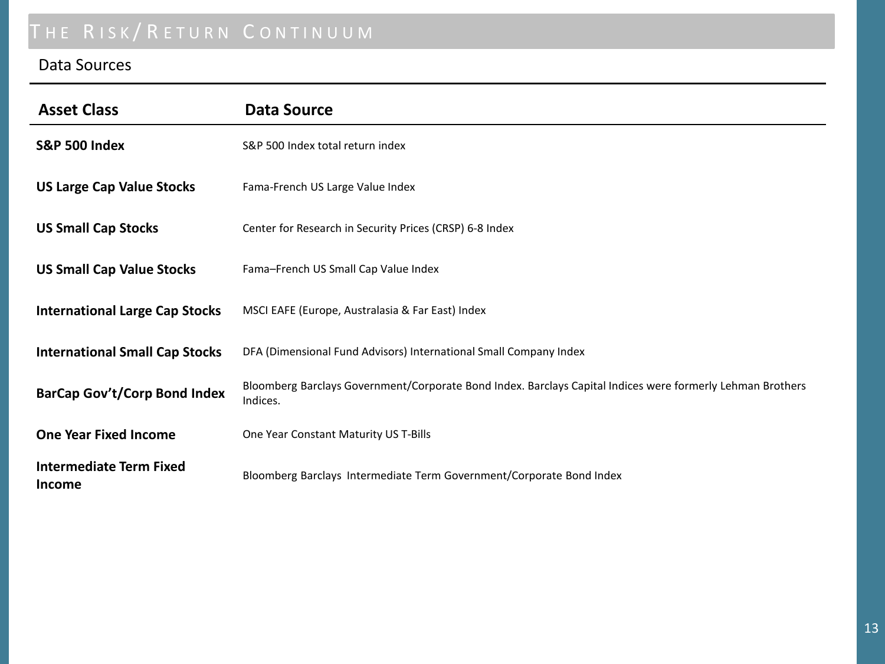# The Risk/Return Continuum

## Data Sources

| Asset Class | Data Source |
| --- | --- |
| **S&P 500 Index** | S&P 500 Index total return index |
| **US Large Cap Value Stocks** | Fama-French US Large Value Index |
| **US Small Cap Stocks** | Center for Research in Security Prices (CRSP) 6-8 Index |
| **US Small Cap Value Stocks** | Fama–French US Small Cap Value Index |
| **International Large Cap Stocks** | MSCI EAFE (Europe, Australasia & Far East) Index |
| **International Small Cap Stocks** | DFA (Dimensional Fund Advisors) International Small Company Index |
| **BarCap Gov't/Corp Bond Index** | Bloomberg Barclays Government/Corporate Bond Index. Barclays Capital Indices were formerly Lehman Brothers Indices. |
| **One Year Fixed Income** | One Year Constant Maturity US T-Bills |
| **Intermediate Term Fixed Income** | Bloomberg Barclays Intermediate Term Government/Corporate Bond Index |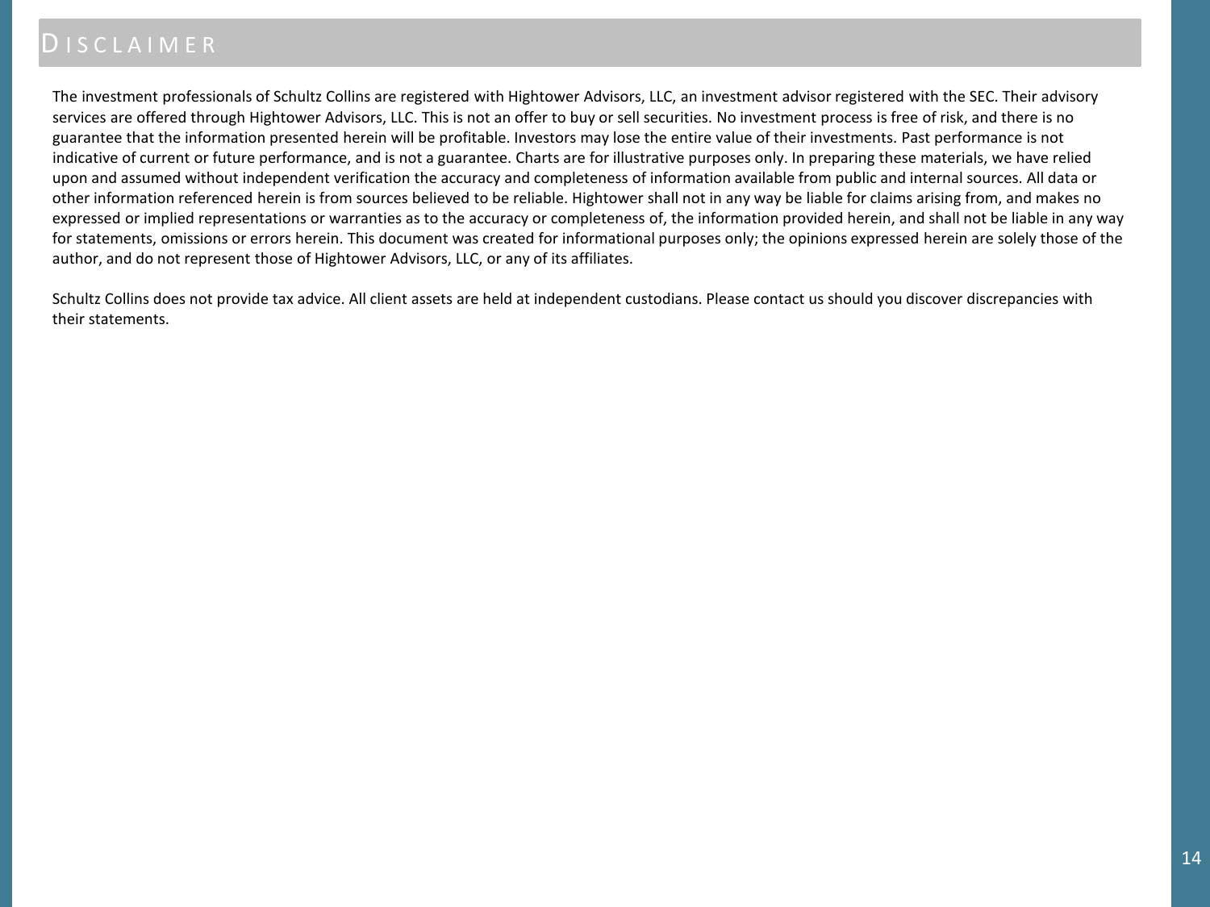# DISCLAIMER

The investment professionals of Schultz Collins are registered with Hightower Advisors, LLC, an investment advisor registered with the SEC. Their advisory services are offered through Hightower Advisors, LLC. This is not an offer to buy or sell securities. No investment process is free of risk, and there is no guarantee that the information presented herein will be profitable. Investors may lose the entire value of their investments. Past performance is not indicative of current or future performance, and is not a guarantee. Charts are for illustrative purposes only. In preparing these materials, we have relied upon and assumed without independent verification the accuracy and completeness of information available from public and internal sources. All data or other information referenced herein is from sources believed to be reliable. Hightower shall not in any way be liable for claims arising from, and makes no expressed or implied representations or warranties as to the accuracy or completeness of, the information provided herein, and shall not be liable in any way for statements, omissions or errors herein. This document was created for informational purposes only; the opinions expressed herein are solely those of the author, and do not represent those of Hightower Advisors, LLC, or any of its affiliates.

Schultz Collins does not provide tax advice. All client assets are held at independent custodians. Please contact us should you discover discrepancies with their statements.